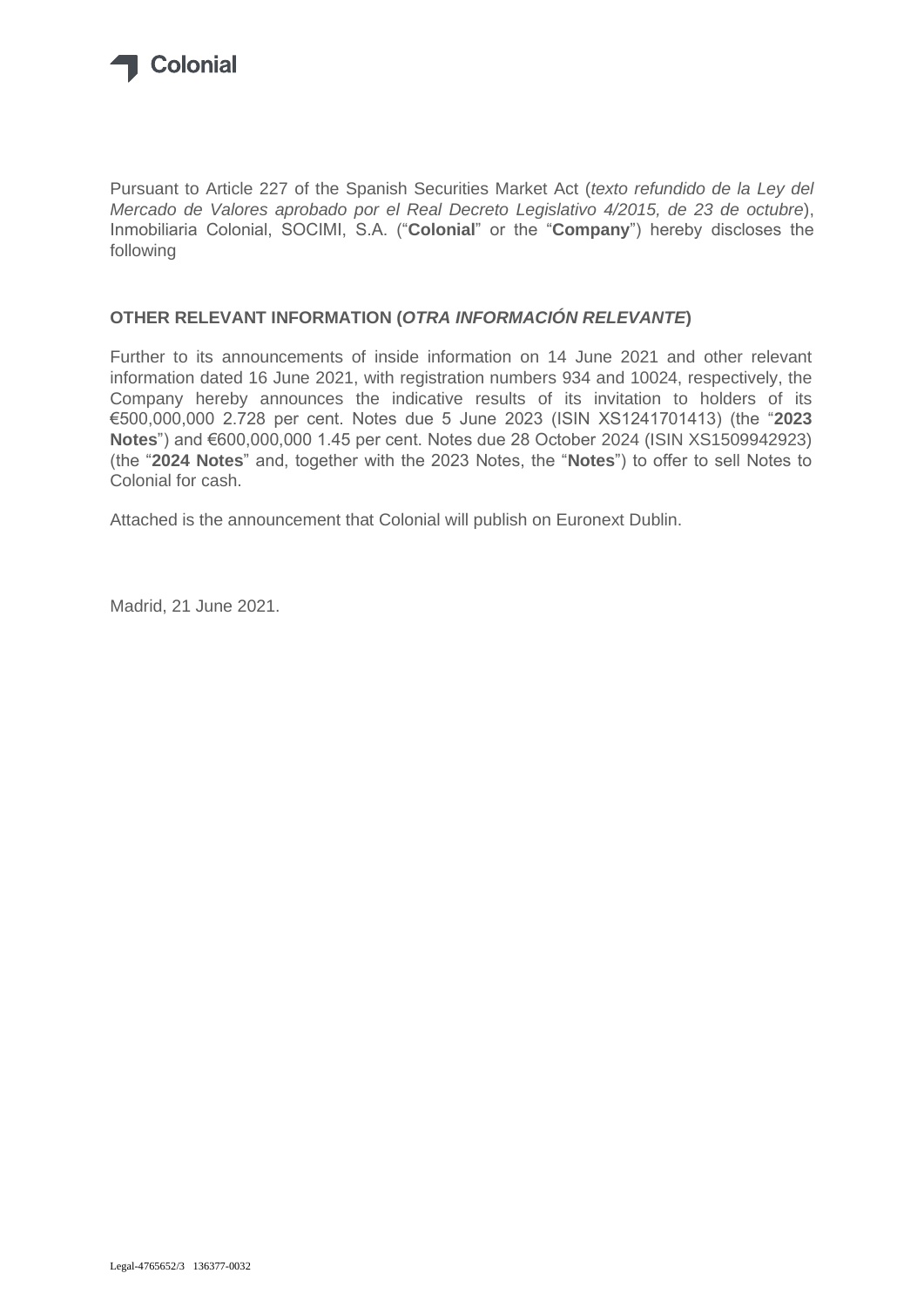Colonial

Pursuant to Article 227 of the Spanish Securities Market Act (*texto refundido de la Ley del Mercado de Valores aprobado por el Real Decreto Legislativo 4/2015, de 23 de octubre*), Inmobiliaria Colonial, SOCIMI, S.A. ("**Colonial**" or the "**Company**") hereby discloses the following

**OTHER RELEVANT INFORMATION (*OTRA INFORMACIÓN RELEVANTE*)**

Further to its announcements of inside information on 14 June 2021 and other relevant information dated 16 June 2021, with registration numbers 934 and 10024, respectively, the Company hereby announces the indicative results of its invitation to holders of its €500,000,000 2.728 per cent. Notes due 5 June 2023 (ISIN XS1241701413) (the "**2023 Notes**") and €600,000,000 1.45 per cent. Notes due 28 October 2024 (ISIN XS1509942923) (the "**2024 Notes**" and, together with the 2023 Notes, the "**Notes**") to offer to sell Notes to Colonial for cash.

Attached is the announcement that Colonial will publish on Euronext Dublin.

Madrid, 21 June 2021.

Legal-4765652/3 136377-0032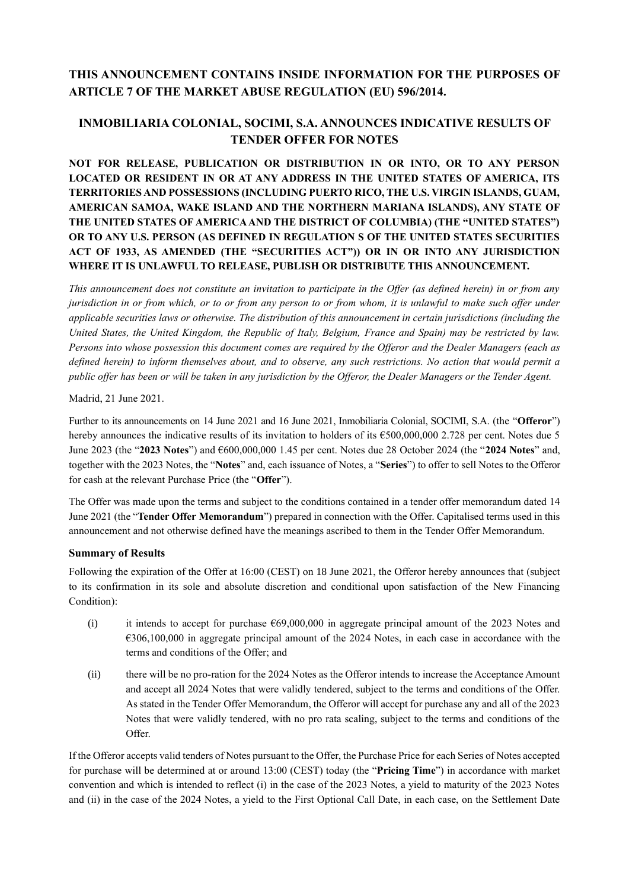**THIS ANNOUNCEMENT CONTAINS INSIDE INFORMATION FOR THE PURPOSES OF ARTICLE 7 OF THE MARKET ABUSE REGULATION (EU) 596/2014.**

## INMOBILIARIA COLONIAL, SOCIMI, S.A. ANNOUNCES INDICATIVE RESULTS OF TENDER OFFER FOR NOTES

**NOT FOR RELEASE, PUBLICATION OR DISTRIBUTION IN OR INTO, OR TO ANY PERSON LOCATED OR RESIDENT IN OR AT ANY ADDRESS IN THE UNITED STATES OF AMERICA, ITS TERRITORIES AND POSSESSIONS (INCLUDING PUERTO RICO, THE U.S. VIRGIN ISLANDS, GUAM, AMERICAN SAMOA, WAKE ISLAND AND THE NORTHERN MARIANA ISLANDS), ANY STATE OF THE UNITED STATES OF AMERICA AND THE DISTRICT OF COLUMBIA) (THE "UNITED STATES") OR TO ANY U.S. PERSON (AS DEFINED IN REGULATION S OF THE UNITED STATES SECURITIES ACT OF 1933, AS AMENDED (THE "SECURITIES ACT")) OR IN OR INTO ANY JURISDICTION WHERE IT IS UNLAWFUL TO RELEASE, PUBLISH OR DISTRIBUTE THIS ANNOUNCEMENT.**

*This announcement does not constitute an invitation to participate in the Offer (as defined herein) in or from any jurisdiction in or from which, or to or from any person to or from whom, it is unlawful to make such offer under applicable securities laws or otherwise. The distribution of this announcement in certain jurisdictions (including the United States, the United Kingdom, the Republic of Italy, Belgium, France and Spain) may be restricted by law. Persons into whose possession this document comes are required by the Offeror and the Dealer Managers (each as defined herein) to inform themselves about, and to observe, any such restrictions. No action that would permit a public offer has been or will be taken in any jurisdiction by the Offeror, the Dealer Managers or the Tender Agent.*

Madrid, 21 June 2021.

Further to its announcements on 14 June 2021 and 16 June 2021, Inmobiliaria Colonial, SOCIMI, S.A. (the "**Offeror**") hereby announces the indicative results of its invitation to holders of its €500,000,000 2.728 per cent. Notes due 5 June 2023 (the "**2023 Notes**") and €600,000,000 1.45 per cent. Notes due 28 October 2024 (the "**2024 Notes**" and, together with the 2023 Notes, the "**Notes**" and, each issuance of Notes, a "**Series**") to offer to sell Notes to the Offeror for cash at the relevant Purchase Price (the "**Offer**").

The Offer was made upon the terms and subject to the conditions contained in a tender offer memorandum dated 14 June 2021 (the "**Tender Offer Memorandum**") prepared in connection with the Offer. Capitalised terms used in this announcement and not otherwise defined have the meanings ascribed to them in the Tender Offer Memorandum.

**Summary of Results**

Following the expiration of the Offer at 16:00 (CEST) on 18 June 2021, the Offeror hereby announces that (subject to its confirmation in its sole and absolute discretion and conditional upon satisfaction of the New Financing Condition):

(i) it intends to accept for purchase €69,000,000 in aggregate principal amount of the 2023 Notes and €306,100,000 in aggregate principal amount of the 2024 Notes, in each case in accordance with the terms and conditions of the Offer; and

(ii) there will be no pro-ration for the 2024 Notes as the Offeror intends to increase the Acceptance Amount and accept all 2024 Notes that were validly tendered, subject to the terms and conditions of the Offer. As stated in the Tender Offer Memorandum, the Offeror will accept for purchase any and all of the 2023 Notes that were validly tendered, with no pro rata scaling, subject to the terms and conditions of the Offer.

If the Offeror accepts valid tenders of Notes pursuant to the Offer, the Purchase Price for each Series of Notes accepted for purchase will be determined at or around 13:00 (CEST) today (the "**Pricing Time**") in accordance with market convention and which is intended to reflect (i) in the case of the 2023 Notes, a yield to maturity of the 2023 Notes and (ii) in the case of the 2024 Notes, a yield to the First Optional Call Date, in each case, on the Settlement Date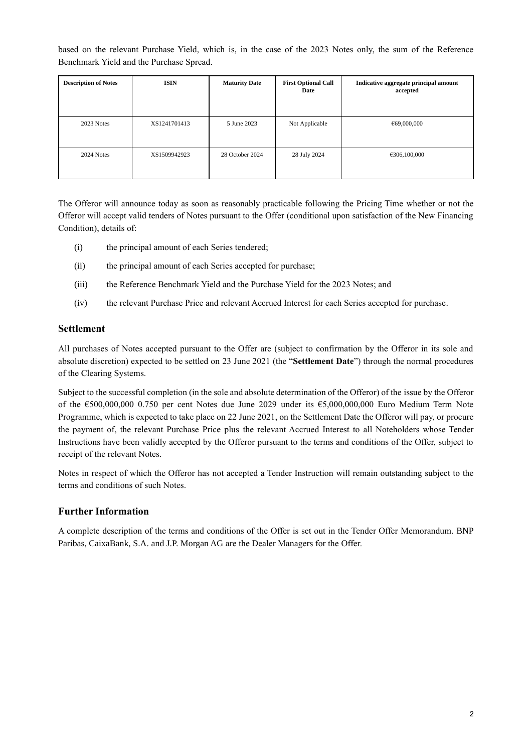based on the relevant Purchase Yield, which is, in the case of the 2023 Notes only, the sum of the Reference Benchmark Yield and the Purchase Spread.

| Description of Notes | ISIN | Maturity Date | First Optional Call Date | Indicative aggregate principal amount accepted |
|---|---|---|---|---|
| 2023 Notes | XS1241701413 | 5 June 2023 | Not Applicable | €69,000,000 |
| 2024 Notes | XS1509942923 | 28 October 2024 | 28 July 2024 | €306,100,000 |

The Offeror will announce today as soon as reasonably practicable following the Pricing Time whether or not the Offeror will accept valid tenders of Notes pursuant to the Offer (conditional upon satisfaction of the New Financing Condition), details of:

(i) the principal amount of each Series tendered;

(ii) the principal amount of each Series accepted for purchase;

(iii) the Reference Benchmark Yield and the Purchase Yield for the 2023 Notes; and

(iv) the relevant Purchase Price and relevant Accrued Interest for each Series accepted for purchase.

## Settlement

All purchases of Notes accepted pursuant to the Offer are (subject to confirmation by the Offeror in its sole and absolute discretion) expected to be settled on 23 June 2021 (the "**Settlement Date**") through the normal procedures of the Clearing Systems.

Subject to the successful completion (in the sole and absolute determination of the Offeror) of the issue by the Offeror of the €500,000,000 0.750 per cent Notes due June 2029 under its €5,000,000,000 Euro Medium Term Note Programme, which is expected to take place on 22 June 2021, on the Settlement Date the Offeror will pay, or procure the payment of, the relevant Purchase Price plus the relevant Accrued Interest to all Noteholders whose Tender Instructions have been validly accepted by the Offeror pursuant to the terms and conditions of the Offer, subject to receipt of the relevant Notes.

Notes in respect of which the Offeror has not accepted a Tender Instruction will remain outstanding subject to the terms and conditions of such Notes.

## Further Information

A complete description of the terms and conditions of the Offer is set out in the Tender Offer Memorandum. BNP Paribas, CaixaBank, S.A. and J.P. Morgan AG are the Dealer Managers for the Offer.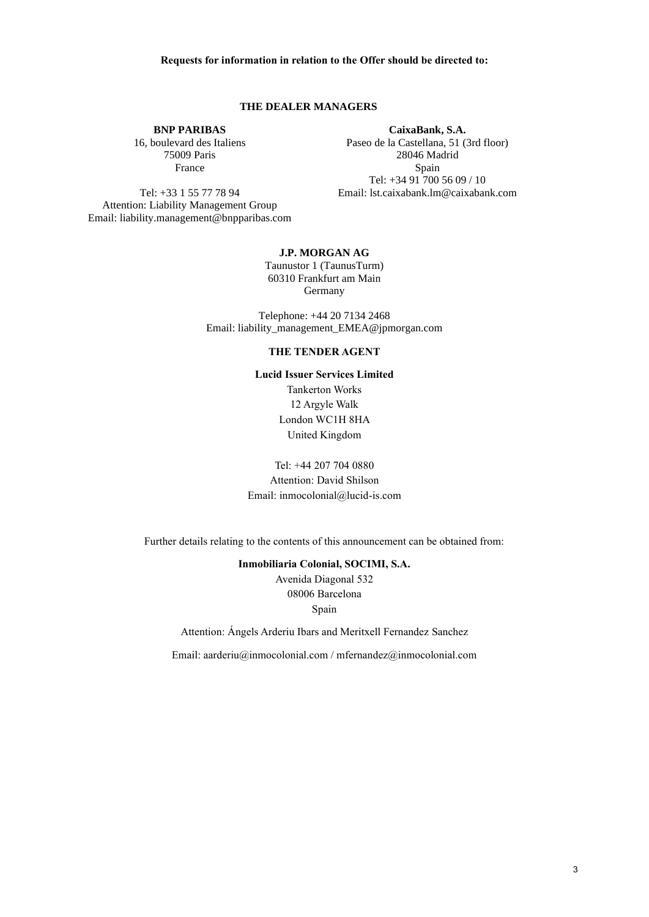**Requests for information in relation to the Offer should be directed to:**

**THE DEALER MANAGERS**

**BNP PARIBAS**
16, boulevard des Italiens
75009 Paris
France

Tel: +33 1 55 77 78 94
Attention: Liability Management Group
Email: liability.management@bnpparibas.com

**CaixaBank, S.A.**
Paseo de la Castellana, 51 (3rd floor)
28046 Madrid
Spain
Tel: +34 91 700 56 09 / 10
Email: lst.caixabank.lm@caixabank.com

**J.P. MORGAN AG**
Taunustor 1 (TaunusTurm)
60310 Frankfurt am Main
Germany

Telephone: +44 20 7134 2468
Email: liability_management_EMEA@jpmorgan.com

**THE TENDER AGENT**

**Lucid Issuer Services Limited**
Tankerton Works
12 Argyle Walk
London WC1H 8HA
United Kingdom

Tel: +44 207 704 0880
Attention: David Shilson
Email: inmocolonial@lucid-is.com

Further details relating to the contents of this announcement can be obtained from:

**Inmobiliaria Colonial, SOCIMI, S.A.**
Avenida Diagonal 532
08006 Barcelona
Spain

Attention: Ángels Arderiu Ibars and Meritxell Fernandez Sanchez

Email: aarderiu@inmocolonial.com / mfernandez@inmocolonial.com